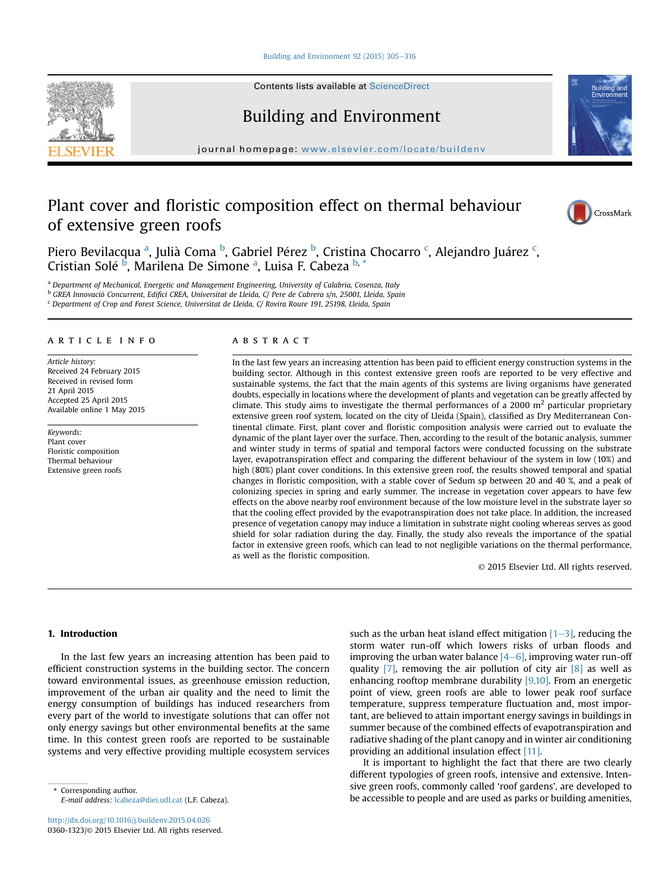# Plant cover and floristic composition effect on thermal behaviour of extensive green roofs

Piero Bevilacqua [a], Julià Coma [b], Gabriel Pérez [b], Cristina Chocarro [c], Alejandro Juárez [c], Cristian Solé [b], Marilena De Simone [a], Luisa F. Cabeza [b,*]

[a] Department of Mechanical, Energetic and Management Engineering, University of Calabria, Cosenza, Italy
[b] GREA Innovació Concurrent, Edifici CREA, Universitat de Lleida, C/ Pere de Cabrera s/n, 25001, Lleida, Spain
[c] Department of Crop and Forest Science, Universitat de Lleida, C/ Rovira Roure 191, 25198, Lleida, Spain

## ARTICLE INFO

*Article history:*
Received 24 February 2015
Received in revised form
21 April 2015
Accepted 25 April 2015
Available online 1 May 2015

*Keywords:*
Plant cover
Floristic composition
Thermal behaviour
Extensive green roofs

## ABSTRACT

In the last few years an increasing attention has been paid to efficient energy construction systems in the building sector. Although in this contest extensive green roofs are reported to be very effective and sustainable systems, the fact that the main agents of this systems are living organisms have generated doubts, especially in locations where the development of plants and vegetation can be greatly affected by climate. This study aims to investigate the thermal performances of a 2000 $m^2$ particular proprietary extensive green roof system, located on the city of Lleida (Spain), classified as Dry Mediterranean Continental climate. First, plant cover and floristic composition analysis were carried out to evaluate the dynamic of the plant layer over the surface. Then, according to the result of the botanic analysis, summer and winter study in terms of spatial and temporal factors were conducted focussing on the substrate layer, evapotranspiration effect and comparing the different behaviour of the system in low (10%) and high (80%) plant cover conditions. In this extensive green roof, the results showed temporal and spatial changes in floristic composition, with a stable cover of Sedum sp between 20 and 40 %, and a peak of colonizing species in spring and early summer. The increase in vegetation cover appears to have few effects on the above nearby roof environment because of the low moisture level in the substrate layer so that the cooling effect provided by the evapotranspiration does not take place. In addition, the increased presence of vegetation canopy may induce a limitation in substrate night cooling whereas serves as good shield for solar radiation during the day. Finally, the study also reveals the importance of the spatial factor in extensive green roofs, which can lead to not negligible variations on the thermal performance, as well as the floristic composition.

© 2015 Elsevier Ltd. All rights reserved.

## 1. Introduction

In the last few years an increasing attention has been paid to efficient construction systems in the building sector. The concern toward environmental issues, as greenhouse emission reduction, improvement of the urban air quality and the need to limit the energy consumption of buildings has induced researchers from every part of the world to investigate solutions that can offer not only energy savings but other environmental benefits at the same time. In this contest green roofs are reported to be sustainable systems and very effective providing multiple ecosystem services such as the urban heat island effect mitigation [1–3], reducing the storm water run-off which lowers risks of urban floods and improving the urban water balance [4–6], improving water run-off quality [7], removing the air pollution of city air [8] as well as enhancing rooftop membrane durability [9,10]. From an energetic point of view, green roofs are able to lower peak roof surface temperature, suppress temperature fluctuation and, most important, are believed to attain important energy savings in buildings in summer because of the combined effects of evapotranspiration and radiative shading of the plant canopy and in winter air conditioning providing an additional insulation effect [11].

It is important to highlight the fact that there are two clearly different typologies of green roofs, intensive and extensive. Intensive green roofs, commonly called 'roof gardens', are developed to be accessible to people and are used as parks or building amenities,

* Corresponding author.
*E-mail address:* lcabeza@diei.udl.cat (L.F. Cabeza).

http://dx.doi.org/10.1016/j.buildenv.2015.04.026
0360-1323/© 2015 Elsevier Ltd. All rights reserved.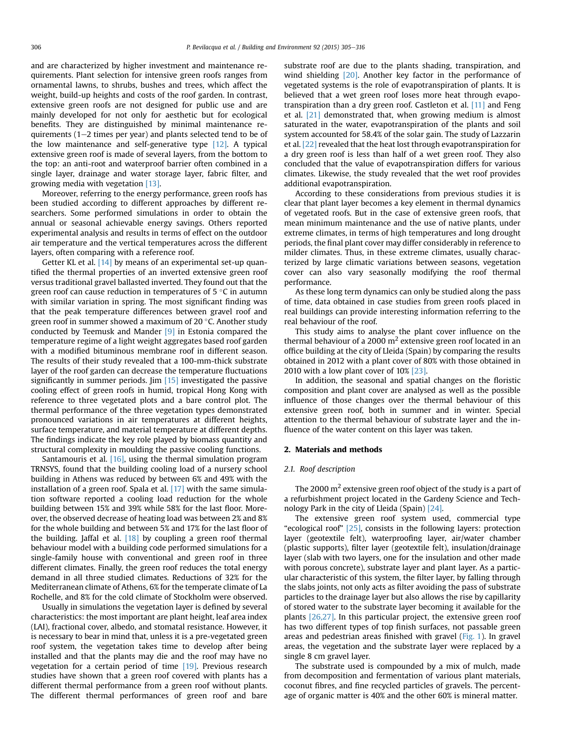and are characterized by higher investment and maintenance requirements. Plant selection for intensive green roofs ranges from ornamental lawns, to shrubs, bushes and trees, which affect the weight, build-up heights and costs of the roof garden. In contrast, extensive green roofs are not designed for public use and are mainly developed for not only for aesthetic but for ecological benefits. They are distinguished by minimal maintenance requirements (1–2 times per year) and plants selected tend to be of the low maintenance and self-generative type [12]. A typical extensive green roof is made of several layers, from the bottom to the top: an anti-root and waterproof barrier often combined in a single layer, drainage and water storage layer, fabric filter, and growing media with vegetation [13].

Moreover, referring to the energy performance, green roofs has been studied according to different approaches by different researchers. Some performed simulations in order to obtain the annual or seasonal achievable energy savings. Others reported experimental analysis and results in terms of effect on the outdoor air temperature and the vertical temperatures across the different layers, often comparing with a reference roof.

Getter KL et al. [14] by means of an experimental set-up quantified the thermal properties of an inverted extensive green roof versus traditional gravel ballasted inverted. They found out that the green roof can cause reduction in temperatures of 5 °C in autumn with similar variation in spring. The most significant finding was that the peak temperature differences between gravel roof and green roof in summer showed a maximum of 20 °C. Another study conducted by Teemusk and Mander [9] in Estonia compared the temperature regime of a light weight aggregates based roof garden with a modified bituminous membrane roof in different season. The results of their study revealed that a 100-mm-thick substrate layer of the roof garden can decrease the temperature fluctuations significantly in summer periods. Jim [15] investigated the passive cooling effect of green roofs in humid, tropical Hong Kong with reference to three vegetated plots and a bare control plot. The thermal performance of the three vegetation types demonstrated pronounced variations in air temperatures at different heights, surface temperature, and material temperature at different depths. The findings indicate the key role played by biomass quantity and structural complexity in moulding the passive cooling functions.

Santamouris et al. [16], using the thermal simulation program TRNSYS, found that the building cooling load of a nursery school building in Athens was reduced by between 6% and 49% with the installation of a green roof. Spala et al. [17] with the same simulation software reported a cooling load reduction for the whole building between 15% and 39% while 58% for the last floor. Moreover, the observed decrease of heating load was between 2% and 8% for the whole building and between 5% and 17% for the last floor of the building. Jaffal et al. [18] by coupling a green roof thermal behaviour model with a building code performed simulations for a single-family house with conventional and green roof in three different climates. Finally, the green roof reduces the total energy demand in all three studied climates. Reductions of 32% for the Mediterranean climate of Athens, 6% for the temperate climate of La Rochelle, and 8% for the cold climate of Stockholm were observed.

Usually in simulations the vegetation layer is defined by several characteristics: the most important are plant height, leaf area index (LAI), fractional cover, albedo, and stomatal resistance. However, it is necessary to bear in mind that, unless it is a pre-vegetated green roof system, the vegetation takes time to develop after being installed and that the plants may die and the roof may have no vegetation for a certain period of time [19]. Previous research studies have shown that a green roof covered with plants has a different thermal performance from a green roof without plants. The different thermal performances of green roof and bare substrate roof are due to the plants shading, transpiration, and wind shielding [20]. Another key factor in the performance of vegetated systems is the role of evapotranspiration of plants. It is believed that a wet green roof loses more heat through evapotranspiration than a dry green roof. Castleton et al. [11] and Feng et al. [21] demonstrated that, when growing medium is almost saturated in the water, evapotranspiration of the plants and soil system accounted for 58.4% of the solar gain. The study of Lazzarin et al. [22] revealed that the heat lost through evapotranspiration for a dry green roof is less than half of a wet green roof. They also concluded that the value of evapotranspiration differs for various climates. Likewise, the study revealed that the wet roof provides additional evapotranspiration.

According to these considerations from previous studies it is clear that plant layer becomes a key element in thermal dynamics of vegetated roofs. But in the case of extensive green roofs, that mean minimum maintenance and the use of native plants, under extreme climates, in terms of high temperatures and long drought periods, the final plant cover may differ considerably in reference to milder climates. Thus, in these extreme climates, usually characterized by large climatic variations between seasons, vegetation cover can also vary seasonally modifying the roof thermal performance.

As these long term dynamics can only be studied along the pass of time, data obtained in case studies from green roofs placed in real buildings can provide interesting information referring to the real behaviour of the roof.

This study aims to analyse the plant cover influence on the thermal behaviour of a 2000 m$^2$ extensive green roof located in an office building at the city of Lleida (Spain) by comparing the results obtained in 2012 with a plant cover of 80% with those obtained in 2010 with a low plant cover of 10% [23].

In addition, the seasonal and spatial changes on the floristic composition and plant cover are analysed as well as the possible influence of those changes over the thermal behaviour of this extensive green roof, both in summer and in winter. Special attention to the thermal behaviour of substrate layer and the influence of the water content on this layer was taken.

## 2. Materials and methods

### 2.1. Roof description

The 2000 m$^2$ extensive green roof object of the study is a part of a refurbishment project located in the Gardeny Science and Technology Park in the city of Lleida (Spain) [24].

The extensive green roof system used, commercial type "ecological roof" [25], consists in the following layers: protection layer (geotextile felt), waterproofing layer, air/water chamber (plastic supports), filter layer (geotextile felt), insulation/drainage layer (slab with two layers, one for the insulation and other made with porous concrete), substrate layer and plant layer. As a particular characteristic of this system, the filter layer, by falling through the slabs joints, not only acts as filter avoiding the pass of substrate particles to the drainage layer but also allows the rise by capillarity of stored water to the substrate layer becoming it available for the plants [26,27]. In this particular project, the extensive green roof has two different types of top finish surfaces, not passable green areas and pedestrian areas finished with gravel (Fig. 1). In gravel areas, the vegetation and the substrate layer were replaced by a single 8 cm gravel layer.

The substrate used is compounded by a mix of mulch, made from decomposition and fermentation of various plant materials, coconut fibres, and fine recycled particles of gravels. The percentage of organic matter is 40% and the other 60% is mineral matter.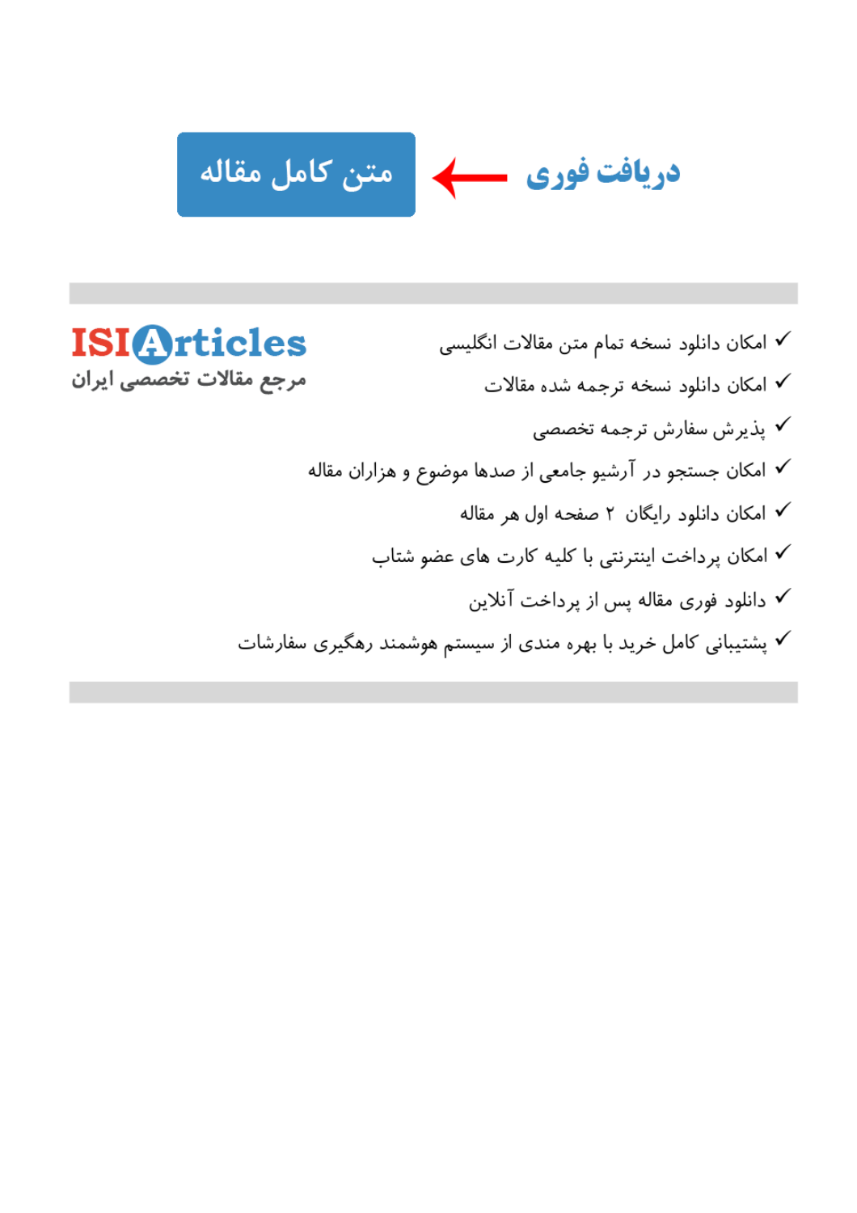دریافت فوری ← **متن کامل مقاله**

**ISIArticles**
مرجع مقالات تخصصی ایران

- ✓ امکان دانلود نسخه تمام متن مقالات انگلیسی
- ✓ امکان دانلود نسخه ترجمه شده مقالات
- ✓ پذیرش سفارش ترجمه تخصصی
- ✓ امکان جستجو در آرشیو جامعی از صدها موضوع و هزاران مقاله
- ✓ امکان دانلود رایگان ۲ صفحه اول هر مقاله
- ✓ امکان پرداخت اینترنتی با کلیه کارت های عضو شتاب
- ✓ دانلود فوری مقاله پس از پرداخت آنلاین
- ✓ پشتیبانی کامل خرید با بهره مندی از سیستم هوشمند رهگیری سفارشات